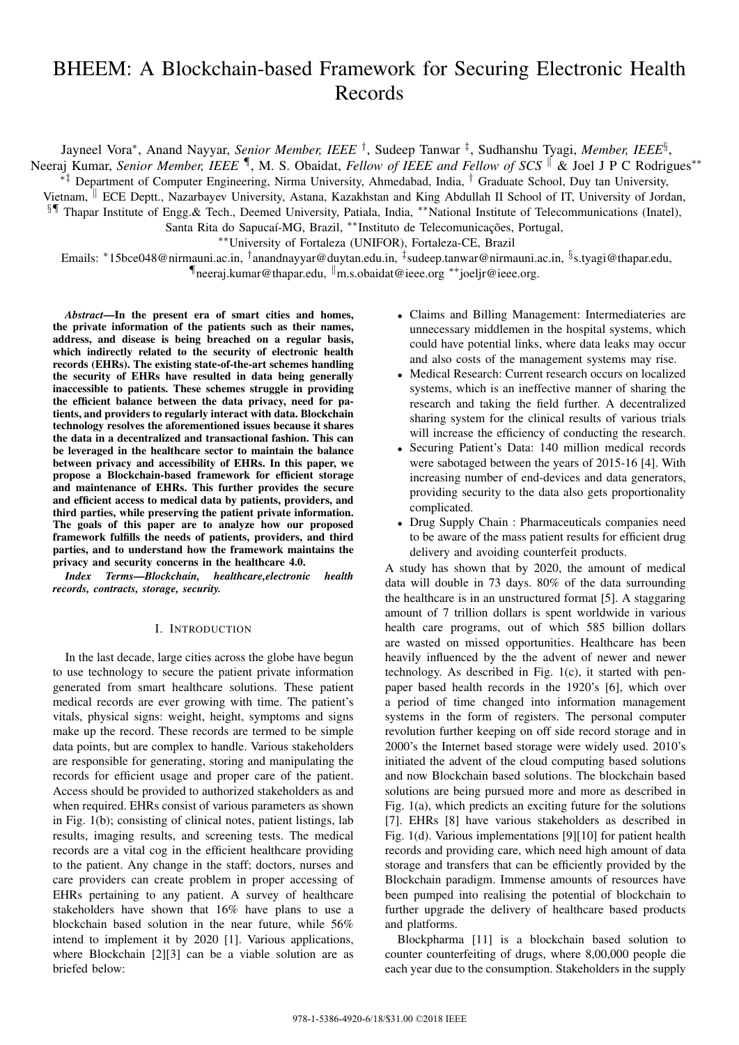# BHEEM: A Blockchain-based Framework for Securing Electronic Health Records

Jayneel Vora*, Anand Nayyar, *Senior Member, IEEE* †, Sudeep Tanwar ‡, Sudhanshu Tyagi, *Member, IEEE*§, Neeraj Kumar, *Senior Member, IEEE* ¶, M. S. Obaidat, *Fellow of IEEE and Fellow of SCS* ‖ & Joel J P C Rodrigues**

*‡ Department of Computer Engineering, Nirma University, Ahmedabad, India, † Graduate School, Duy tan University, Vietnam, ‖ ECE Deptt., Nazarbayev University, Astana, Kazakhstan and King Abdullah II School of IT, University of Jordan, §¶ Thapar Institute of Engg.& Tech., Deemed University, Patiala, India, **National Institute of Telecommunications (Inatel), Santa Rita do Sapucaí-MG, Brazil, **Instituto de Telecomunicações, Portugal, **University of Fortaleza (UNIFOR), Fortaleza-CE, Brazil

Emails: *15bce048@nirmauni.ac.in, †anandnayyar@duytan.edu.in, ‡sudeep.tanwar@nirmauni.ac.in, §s.tyagi@thapar.edu, ¶neeraj.kumar@thapar.edu, ‖m.s.obaidat@ieee.org **joeljr@ieee.org.

***Abstract*—In the present era of smart cities and homes, the private information of the patients such as their names, address, and disease is being breached on a regular basis, which indirectly related to the security of electronic health records (EHRs). The existing state-of-the-art schemes handling the security of EHRs have resulted in data being generally inaccessible to patients. These schemes struggle in providing the efficient balance between the data privacy, need for patients, and providers to regularly interact with data. Blockchain technology resolves the aforementioned issues because it shares the data in a decentralized and transactional fashion. This can be leveraged in the healthcare sector to maintain the balance between privacy and accessibility of EHRs. In this paper, we propose a Blockchain-based framework for efficient storage and maintenance of EHRs. This further provides the secure and efficient access to medical data by patients, providers, and third parties, while preserving the patient private information. The goals of this paper are to analyze how our proposed framework fulfills the needs of patients, providers, and third parties, and to understand how the framework maintains the privacy and security concerns in the healthcare 4.0.**

***Index Terms*—Blockchain, healthcare,electronic health records, contracts, storage, security.**

## I. Introduction

In the last decade, large cities across the globe have begun to use technology to secure the patient private information generated from smart healthcare solutions. These patient medical records are ever growing with time. The patient's vitals, physical signs: weight, height, symptoms and signs make up the record. These records are termed to be simple data points, but are complex to handle. Various stakeholders are responsible for generating, storing and manipulating the records for efficient usage and proper care of the patient. Access should be provided to authorized stakeholders as and when required. EHRs consist of various parameters as shown in Fig. 1(b); consisting of clinical notes, patient listings, lab results, imaging results, and screening tests. The medical records are a vital cog in the efficient healthcare providing to the patient. Any change in the staff; doctors, nurses and care providers can create problem in proper accessing of EHRs pertaining to any patient. A survey of healthcare stakeholders have shown that 16% have plans to use a blockchain based solution in the near future, while 56% intend to implement it by 2020 [1]. Various applications, where Blockchain [2][3] can be a viable solution are as briefed below:

- Claims and Billing Management: Intermediateries are unnecessary middlemen in the hospital systems, which could have potential links, where data leaks may occur and also costs of the management systems may rise.
- Medical Research: Current research occurs on localized systems, which is an ineffective manner of sharing the research and taking the field further. A decentralized sharing system for the clinical results of various trials will increase the efficiency of conducting the research.
- Securing Patient's Data: 140 million medical records were sabotaged between the years of 2015-16 [4]. With increasing number of end-devices and data generators, providing security to the data also gets proportionality complicated.
- Drug Supply Chain : Pharmaceuticals companies need to be aware of the mass patient results for efficient drug delivery and avoiding counterfeit products.

A study has shown that by 2020, the amount of medical data will double in 73 days. 80% of the data surrounding the healthcare is in an unstructured format [5]. A staggaring amount of 7 trillion dollars is spent worldwide in various health care programs, out of which 585 billion dollars are wasted on missed opportunities. Healthcare has been heavily influenced by the the advent of newer and newer technology. As described in Fig. 1(c), it started with pen-paper based health records in the 1920's [6], which over a period of time changed into information management systems in the form of registers. The personal computer revolution further keeping on off side record storage and in 2000's the Internet based storage were widely used. 2010's initiated the advent of the cloud computing based solutions and now Blockchain based solutions. The blockchain based solutions are being pursued more and more as described in Fig. 1(a), which predicts an exciting future for the solutions [7]. EHRs [8] have various stakeholders as described in Fig. 1(d). Various implementations [9][10] for patient health records and providing care, which need high amount of data storage and transfers that can be efficiently provided by the Blockchain paradigm. Immense amounts of resources have been pumped into realising the potential of blockchain to further upgrade the delivery of healthcare based products and platforms.

Blockpharma [11] is a blockchain based solution to counter counterfeiting of drugs, where 8,00,000 people die each year due to the consumption. Stakeholders in the supply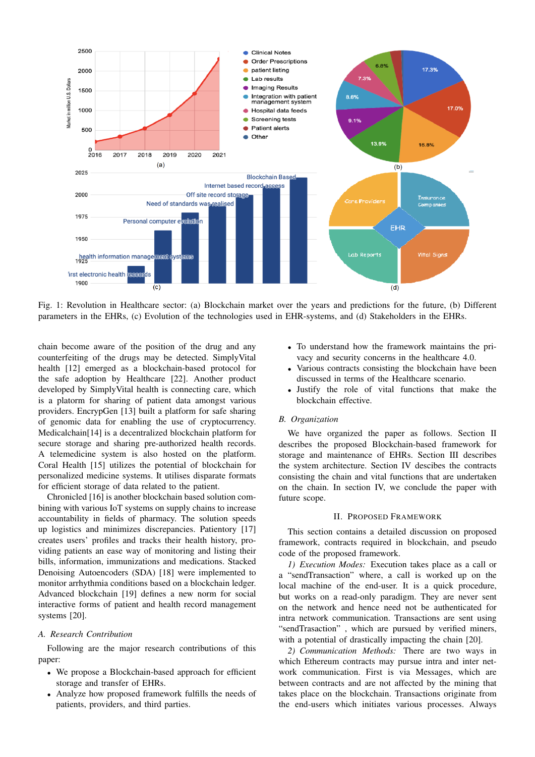Fig. 1: Revolution in Healthcare sector: (a) Blockchain market over the years and predictions for the future, (b) Different parameters in the EHRs, (c) Evolution of the technologies used in EHR-systems, and (d) Stakeholders in the EHRs.

chain become aware of the position of the drug and any counterfeiting of the drugs may be detected. SimplyVital health [12] emerged as a blockchain-based protocol for the safe adoption by Healthcare [22]. Another product developed by SimplyVital health is connecting care, which is a platorm for sharing of patient data amongst various providers. EncrypGen [13] built a platform for safe sharing of genomic data for enabling the use of cryptocurrency. Medicalchain[14] is a decentralized blockchain platform for secure storage and sharing pre-authorized health records. A telemedicine system is also hosted on the platform. Coral Health [15] utilizes the potential of blockchain for personalized medicine systems. It utilises disparate formats for efficient storage of data related to the patient.

Chronicled [16] is another blockchain based solution combining with various IoT systems on supply chains to increase accountability in fields of pharmacy. The solution speeds up logistics and minimizes discrepancies. Patientory [17] creates users' profiles and tracks their health history, providing patients an ease way of monitoring and listing their bills, information, immunizations and medications. Stacked Denoising Autoencoders (SDA) [18] were implemented to monitor arrhythmia conditions based on a blockchain ledger. Advanced blockchain [19] defines a new norm for social interactive forms of patient and health record management systems [20].

### A. Research Contribution

Following are the major research contributions of this paper:

- We propose a Blockchain-based approach for efficient storage and transfer of EHRs.
- Analyze how proposed framework fulfills the needs of patients, providers, and third parties.
- To understand how the framework maintains the privacy and security concerns in the healthcare 4.0.
- Various contracts consisting the blockchain have been discussed in terms of the Healthcare scenario.
- Justify the role of vital functions that make the blockchain effective.

### B. Organization

We have organized the paper as follows. Section II describes the proposed Blockchain-based framework for storage and maintenance of EHRs. Section III describes the system architecture. Section IV descibes the contracts consisting the chain and vital functions that are undertaken on the chain. In section IV, we conclude the paper with future scope.

## II. Proposed Framework

This section contains a detailed discussion on proposed framework, contracts required in blockchain, and pseudo code of the proposed framework.

*1) Execution Modes:* Execution takes place as a call or a "sendTransaction" where, a call is worked up on the local machine of the end-user. It is a quick procedure, but works on a read-only paradigm. They are never sent on the network and hence need not be authenticated for intra network communication. Transactions are sent using "sendTrasaction" , which are pursued by verified miners, with a potential of drastically impacting the chain [20].

*2) Communication Methods:* There are two ways in which Ethereum contracts may pursue intra and inter network communication. First is via Messages, which are between contracts and are not affected by the mining that takes place on the blockchain. Transactions originate from the end-users which initiates various processes. Always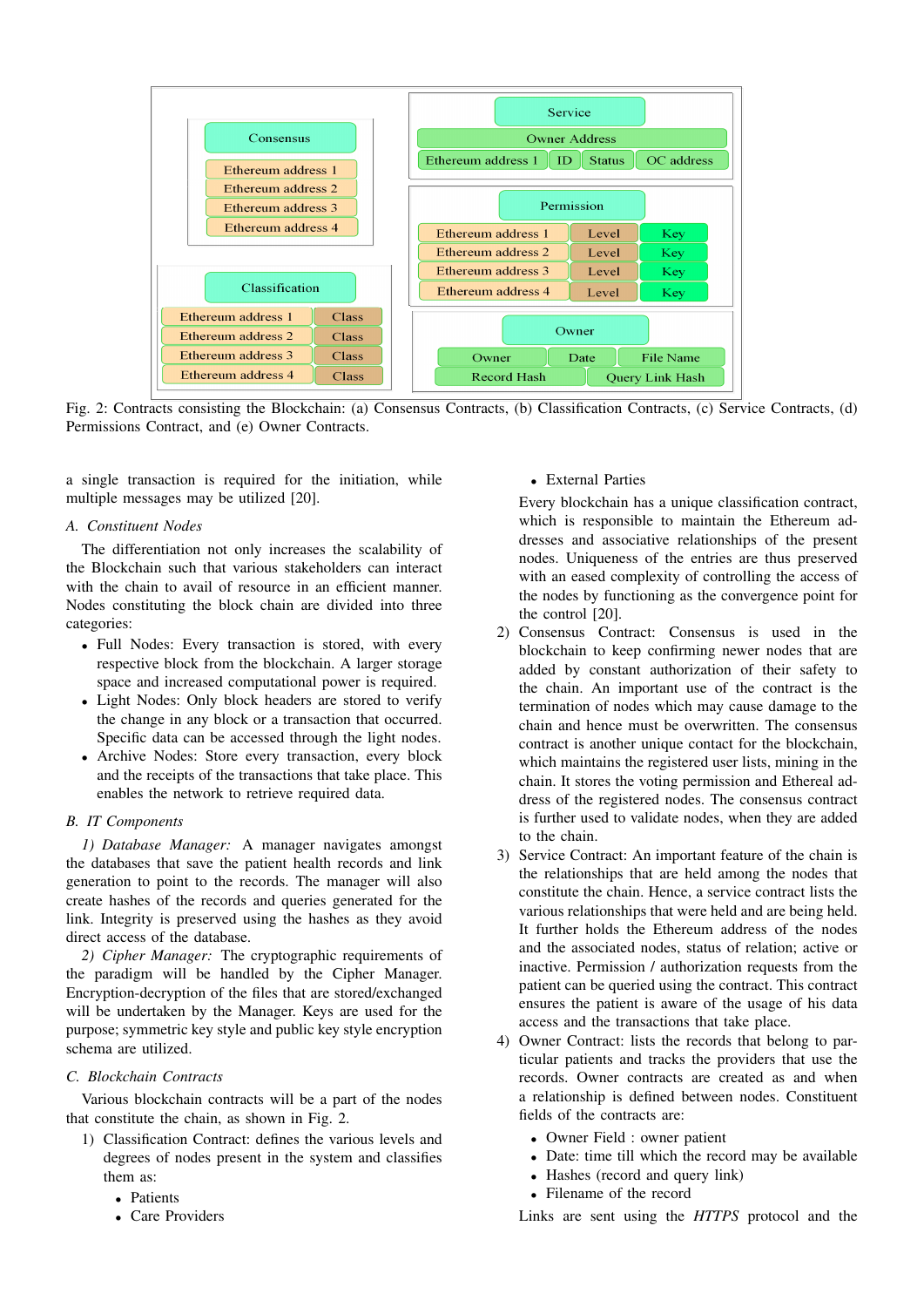Fig. 2: Contracts consisting the Blockchain: (a) Consensus Contracts, (b) Classification Contracts, (c) Service Contracts, (d) Permissions Contract, and (e) Owner Contracts.

a single transaction is required for the initiation, while multiple messages may be utilized [20].

### A. Constituent Nodes

The differentiation not only increases the scalability of the Blockchain such that various stakeholders can interact with the chain to avail of resource in an efficient manner. Nodes constituting the block chain are divided into three categories:

- Full Nodes: Every transaction is stored, with every respective block from the blockchain. A larger storage space and increased computational power is required.
- Light Nodes: Only block headers are stored to verify the change in any block or a transaction that occurred. Specific data can be accessed through the light nodes.
- Archive Nodes: Store every transaction, every block and the receipts of the transactions that take place. This enables the network to retrieve required data.

### B. IT Components

*1) Database Manager:* A manager navigates amongst the databases that save the patient health records and link generation to point to the records. The manager will also create hashes of the records and queries generated for the link. Integrity is preserved using the hashes as they avoid direct access of the database.

*2) Cipher Manager:* The cryptographic requirements of the paradigm will be handled by the Cipher Manager. Encryption-decryption of the files that are stored/exchanged will be undertaken by the Manager. Keys are used for the purpose; symmetric key style and public key style encryption schema are utilized.

### C. Blockchain Contracts

Various blockchain contracts will be a part of the nodes that constitute the chain, as shown in Fig. 2.

1) Classification Contract: defines the various levels and degrees of nodes present in the system and classifies them as:
   - Patients
   - Care Providers
   - External Parties

   Every blockchain has a unique classification contract, which is responsible to maintain the Ethereum addresses and associative relationships of the present nodes. Uniqueness of the entries are thus preserved with an eased complexity of controlling the access of the nodes by functioning as the convergence point for the control [20].
2) Consensus Contract: Consensus is used in the blockchain to keep confirming newer nodes that are added by constant authorization of their safety to the chain. An important use of the contract is the termination of nodes which may cause damage to the chain and hence must be overwritten. The consensus contract is another unique contact for the blockchain, which maintains the registered user lists, mining in the chain. It stores the voting permission and Ethereal address of the registered nodes. The consensus contract is further used to validate nodes, when they are added to the chain.
3) Service Contract: An important feature of the chain is the relationships that are held among the nodes that constitute the chain. Hence, a service contract lists the various relationships that were held and are being held. It further holds the Ethereum address of the nodes and the associated nodes, status of relation; active or inactive. Permission / authorization requests from the patient can be queried using the contract. This contract ensures the patient is aware of the usage of his data access and the transactions that take place.
4) Owner Contract: lists the records that belong to particular patients and tracks the providers that use the records. Owner contracts are created as and when a relationship is defined between nodes. Constituent fields of the contracts are:
   - Owner Field : owner patient
   - Date: time till which the record may be available
   - Hashes (record and query link)
   - Filename of the record

   Links are sent using the *HTTPS* protocol and the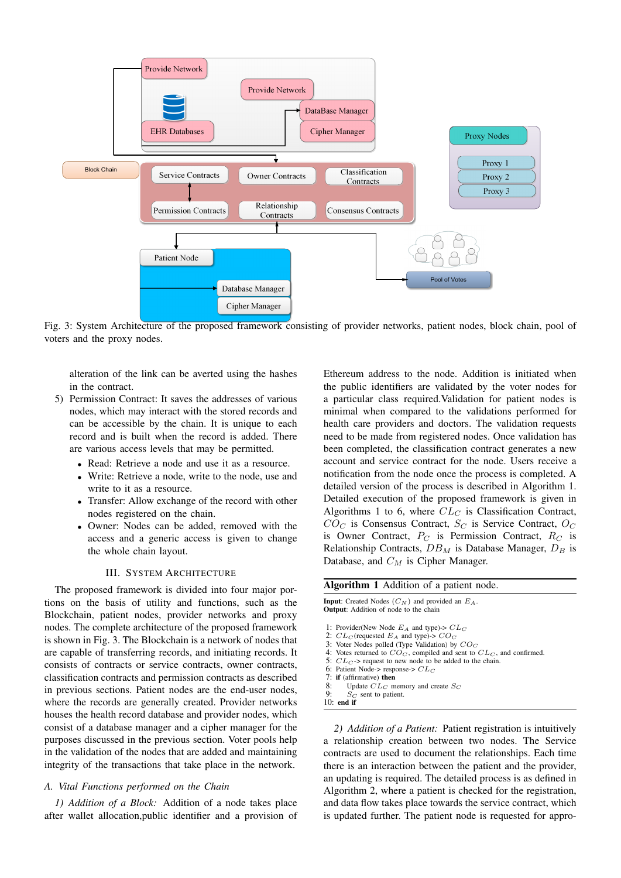Fig. 3: System Architecture of the proposed framework consisting of provider networks, patient nodes, block chain, pool of voters and the proxy nodes.

alteration of the link can be averted using the hashes in the contract.

5) Permission Contract: It saves the addresses of various nodes, which may interact with the stored records and can be accessible by the chain. It is unique to each record and is built when the record is added. There are various access levels that may be permitted.
   - Read: Retrieve a node and use it as a resource.
   - Write: Retrieve a node, write to the node, use and write to it as a resource.
   - Transfer: Allow exchange of the record with other nodes registered on the chain.
   - Owner: Nodes can be added, removed with the access and a generic access is given to change the whole chain layout.

## III. System Architecture

The proposed framework is divided into four major portions on the basis of utility and functions, such as the Blockchain, patient nodes, provider networks and proxy nodes. The complete architecture of the proposed framework is shown in Fig. 3. The Blockchain is a network of nodes that are capable of transferring records, and initiating records. It consists of contracts or service contracts, owner contracts, classification contracts and permission contracts as described in previous sections. Patient nodes are the end-user nodes, where the records are generally created. Provider networks houses the health record database and provider nodes, which consist of a database manager and a cipher manager for the purposes discussed in the previous section. Voter pools help in the validation of the nodes that are added and maintaining integrity of the transactions that take place in the network.

### A. Vital Functions performed on the Chain

*1) Addition of a Block:* Addition of a node takes place after wallet allocation,public identifier and a provision of Ethereum address to the node. Addition is initiated when the public identifiers are validated by the voter nodes for a particular class required.Validation for patient nodes is minimal when compared to the validations performed for health care providers and doctors. The validation requests need to be made from registered nodes. Once validation has been completed, the classification contract generates a new account and service contract for the node. Users receive a notification from the node once the process is completed. A detailed version of the process is described in Algorithm 1. Detailed execution of the proposed framework is given in Algorithms 1 to 6, where $CL_C$ is Classification Contract, $CO_C$ is Consensus Contract, $S_C$ is Service Contract, $O_C$ is Owner Contract, $P_C$ is Permission Contract, $R_C$ is Relationship Contracts, $DB_M$ is Database Manager, $D_B$ is Database, and $C_M$ is Cipher Manager.

**Algorithm 1** Addition of a patient node.

**Input**: Created Nodes ($C_N$) and provided an $E_A$.
**Output**: Addition of node to the chain

1: Provider(New Node $E_A$ and type)-> $CL_C$
2: $CL_C$(requested $E_A$ and type)-> $CO_C$
3: Voter Nodes polled (Type Validation) by $CO_C$
4: Votes returned to $CO_C$, compiled and sent to $CL_C$, and confirmed.
5: $CL_C$-> request to new node to be added to the chain.
6: Patient Node-> response-> $CL_C$
7: **if** (affirmative) **then**
8: &nbsp;&nbsp;&nbsp;&nbsp;Update $CL_C$ memory and create $S_C$
9: &nbsp;&nbsp;&nbsp;&nbsp;$S_C$ sent to patient.
10: **end if**

*2) Addition of a Patient:* Patient registration is intuitively a relationship creation between two nodes. The Service contracts are used to document the relationships. Each time there is an interaction between the patient and the provider, an updating is required. The detailed process is as defined in Algorithm 2, where a patient is checked for the registration, and data flow takes place towards the service contract, which is updated further. The patient node is requested for appro-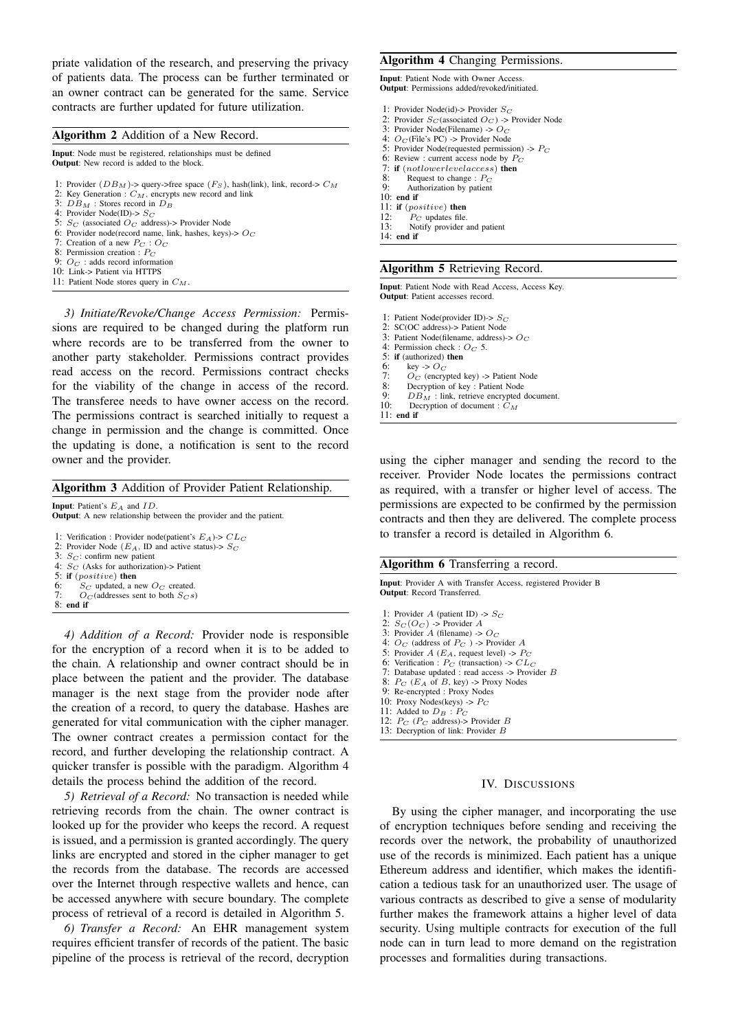priate validation of the research, and preserving the privacy of patients data. The process can be further terminated or an owner contract can be generated for the same. Service contracts are further updated for future utilization.

**Algorithm 2** Addition of a New Record.

**Input**: Node must be registered, relationships must be defined
**Output**: New record is added to the block.

1: Provider ($DB_M$)-> query->free space ($F_S$), hash(link), link, record-> $C_M$
2: Key Generation : $C_M$, encrypts new record and link
3: $DB_M$ : Stores record in $D_B$
4: Provider Node(ID)-> $S_C$
5: $S_C$ (associated $O_C$ address)-> Provider Node
6: Provider node(record name, link, hashes, keys)-> $O_C$
7: Creation of a new $P_C$ : $O_C$
8: Permission creation : $P_C$
9: $O_C$ : adds record information
10: Link-> Patient via HTTPS
11: Patient Node stores query in $C_M$.

*3) Initiate/Revoke/Change Access Permission:* Permissions are required to be changed during the platform run where records are to be transferred from the owner to another party stakeholder. Permissions contract provides read access on the record. Permissions contract checks for the viability of the change in access of the record. The transferee needs to have owner access on the record. The permissions contract is searched initially to request a change in permission and the change is committed. Once the updating is done, a notification is sent to the record owner and the provider.

**Algorithm 3** Addition of Provider Patient Relationship.

**Input**: Patient's $E_A$ and $ID$.
**Output**: A new relationship between the provider and the patient.

1: Verification : Provider node(patient's $E_A$)-> $CL_C$
2: Provider Node ($E_A$, ID and active status)-> $S_C$
3: $S_C$: confirm new patient
4: $S_C$ (Asks for authorization)-> Patient
5: **if** ($positive$) **then**
6: $S_C$ updated, a new $O_C$ created.
7: $O_C$(addresses sent to both $S_C$s)
8: **end if**

*4) Addition of a Record:* Provider node is responsible for the encryption of a record when it is to be added to the chain. A relationship and owner contract should be in place between the patient and the provider. The database manager is the next stage from the provider node after the creation of a record, to query the database. Hashes are generated for vital communication with the cipher manager. The owner contract creates a permission contact for the record, and further developing the relationship contract. A quicker transfer is possible with the paradigm. Algorithm 4 details the process behind the addition of the record.

*5) Retrieval of a Record:* No transaction is needed while retrieving records from the chain. The owner contract is looked up for the provider who keeps the record. A request is issued, and a permission is granted accordingly. The query links are encrypted and stored in the cipher manager to get the records from the database. The records are accessed over the Internet through respective wallets and hence, can be accessed anywhere with secure boundary. The complete process of retrieval of a record is detailed in Algorithm 5.

*6) Transfer a Record:* An EHR management system requires efficient transfer of records of the patient. The basic pipeline of the process is retrieval of the record, decryption

**Algorithm 4** Changing Permissions.

**Input**: Patient Node with Owner Access.
**Output**: Permissions added/revoked/initiated.

1: Provider Node(id)-> Provider $S_C$
2: Provider $S_C$(associated $O_C$) -> Provider Node
3: Provider Node(Filename) -> $O_C$
4: $O_C$(File's PC) -> Provider Node
5: Provider Node(requested permission) -> $P_C$
6: Review : current access node by $P_C$
7: **if** ($notlowerlevelaccess$) **then**
8: Request to change : $P_C$
9: Authorization by patient
10: **end if**
11: **if** ($positive$) **then**
12: $P_C$ updates file.
13: Notify provider and patient
14: **end if**

**Algorithm 5** Retrieving Record.

**Input**: Patient Node with Read Access, Access Key.
**Output**: Patient accesses record.

1: Patient Node(provider ID)-> $S_C$
2: SC(OC address)-> Patient Node
3: Patient Node(filename, address)-> $O_C$
4: Permission check : $O_C$ 5.
5: **if** (authorized) **then**
6: key -> $O_C$
7: $O_C$ (encrypted key) -> Patient Node
8: Decryption of key : Patient Node
9: $DB_M$ : link, retrieve encrypted document.
10: Decryption of document : $C_M$
11: **end if**

using the cipher manager and sending the record to the receiver. Provider Node locates the permissions contract as required, with a transfer or higher level of access. The permissions are expected to be confirmed by the permission contracts and then they are delivered. The complete process to transfer a record is detailed in Algorithm 6.

**Algorithm 6** Transferring a record.

**Input**: Provider A with Transfer Access, registered Provider B
**Output**: Record Transferred.

1: Provider $A$ (patient ID) -> $S_C$
2: $S_C(O_C)$ -> Provider $A$
3: Provider $A$ (filename) -> $O_C$
4: $O_C$ (address of $P_C$ ) -> Provider $A$
5: Provider $A$ ($E_A$, request level) -> $P_C$
6: Verification : $P_C$ (transaction) -> $CL_C$
7: Database updated : read access -> Provider $B$
8: $P_C$ ($E_A$ of $B$, key) -> Proxy Nodes
9: Re-encrypted : Proxy Nodes
10: Proxy Nodes(keys) -> $P_C$
11: Added to $D_B$ : $P_C$
12: $P_C$ ($P_C$ address)-> Provider $B$
13: Decryption of link: Provider $B$

## IV. Discussions

By using the cipher manager, and incorporating the use of encryption techniques before sending and receiving the records over the network, the probability of unauthorized use of the records is minimized. Each patient has a unique Ethereum address and identifier, which makes the identification a tedious task for an unauthorized user. The usage of various contracts as described to give a sense of modularity further makes the framework attains a higher level of data security. Using multiple contracts for execution of the full node can in turn lead to more demand on the registration processes and formalities during transactions.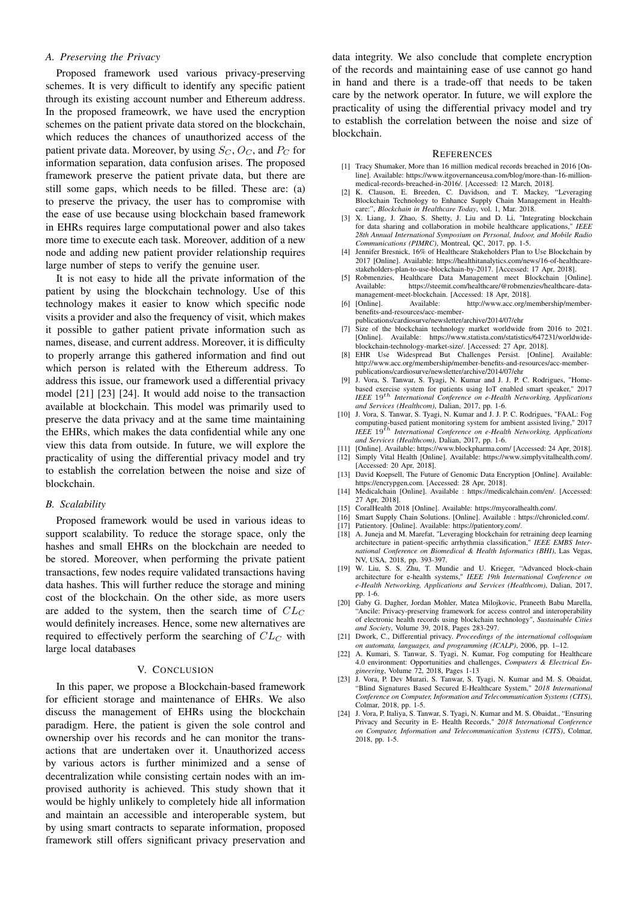### A. Preserving the Privacy

Proposed framework used various privacy-preserving schemes. It is very difficult to identify any specific patient through its existing account number and Ethereum address. In the proposed frameowrk, we have used the encryption schemes on the patient private data stored on the blockchain, which reduces the chances of unauthorized access of the patient private data. Moreover, by using $S_C$, $O_C$, and $P_C$ for information separation, data confusion arises. The proposed framework preserve the patient private data, but there are still some gaps, which needs to be filled. These are: (a) to preserve the privacy, the user has to compromise with the ease of use because using blockchain based framework in EHRs requires large computational power and also takes more time to execute each task. Moreover, addition of a new node and adding new patient provider relationship requires large number of steps to verify the genuine user.

It is not easy to hide all the private information of the patient by using the blockchain technology. Use of this technology makes it easier to know which specific node visits a provider and also the frequency of visit, which makes it possible to gather patient private information such as names, disease, and current address. Moreover, it is difficulty to properly arrange this gathered information and find out which person is related with the Ethereum address. To address this issue, our framework used a differential privacy model [21] [23] [24]. It would add noise to the transaction available at blockchain. This model was primarily used to preserve the data privacy and at the same time maintaining the EHRs, which makes the data confidential while any one view this data from outside. In future, we will explore the practicality of using the differential privacy model and try to establish the correlation between the noise and size of blockchain.

### B. Scalability

Proposed framework would be used in various ideas to support scalability. To reduce the storage space, only the hashes and small EHRs on the blockchain are needed to be stored. Moreover, when performing the private patient transactions, few nodes require validated transactions having data hashes. This will further reduce the storage and mining cost of the blockchain. On the other side, as more users are added to the system, then the search time of $CL_C$ would definitely increases. Hence, some new alternatives are required to effectively perform the searching of $CL_C$ with large local databases

## V. Conclusion

In this paper, we propose a Blockchain-based framework for efficient storage and maintenance of EHRs. We also discuss the management of EHRs using the blockchain paradigm. Here, the patient is given the sole control and ownership over his records and he can monitor the transactions that are undertaken over it. Unauthorized access by various actors is further minimized and a sense of decentralization while consisting certain nodes with an improvised authority is achieved. This study shown that it would be highly unlikely to completely hide all information and maintain an accessible and interoperable system, but by using smart contracts to separate information, proposed framework still offers significant privacy preservation and data integrity. We also conclude that complete encryption of the records and maintaining ease of use cannot go hand in hand and there is a trade-off that needs to be taken care by the network operator. In future, we will explore the practicality of using the differential privacy model and try to establish the correlation between the noise and size of blockchain.

## References

[1] Tracy Shumaker, More than 16 million medical records breached in 2016 [Online]. Available: https://www.itgovernanceusa.com/blog/more-than-16-million-medical-records-breached-in-2016/. [Accessed: 12 March, 2018].

[2] K. Clauson, E. Breeden, C. Davidson, and T. Mackey, "Leveraging Blockchain Technology to Enhance Supply Chain Management in Healthcare:", *Blockchain in Healthcare Today*, vol. 1, Mar. 2018.

[3] X. Liang, J. Zhao, S. Shetty, J. Liu and D. Li, "Integrating blockchain for data sharing and collaboration in mobile healthcare applications," *IEEE 28th Annual International Symposium on Personal, Indoor, and Mobile Radio Communications (PIMRC)*, Montreal, QC, 2017, pp. 1-5.

[4] Jennifer Bresnick, 16% of Healthcare Stakeholders Plan to Use Blockchain by 2017 [Online]. Available: https://healthitanalytics.com/news/16-of-healthcare-stakeholders-plan-to-use-blockchain-by-2017. [Accessed: 17 Apr, 2018].

[5] Robmenzies, Healthcare Data Management meet Blockchain [Online]. Available: https://steemit.com/healthcare/@robmenzies/healthcare-data-management-meet-blockchain. [Accessed: 18 Apr, 2018].

[6] [Online]. Available: http://www.acc.org/membership/member-benefits-and-resources/acc-member-publications/cardiosurve/newsletter/archive/2014/07/ehr

[7] Size of the blockchain technology market worldwide from 2016 to 2021. [Online]. Available: https://www.statista.com/statistics/647231/worldwide-blockchain-technology-market-size/. [Accessed: 27 Apr, 2018].

[8] EHR Use Widespread But Challenges Persist. [Online]. Available: http://www.acc.org/membership/member-benefits-and-resources/acc-member-publications/cardiosurve/newsletter/archive/2014/07/ehr

[9] J. Vora, S. Tanwar, S. Tyagi, N. Kumar and J. J. P. C. Rodrigues, "Home-based exercise system for patients using IoT enabled smart speaker," 2017 *IEEE $19^{th}$ International Conference on e-Health Networking, Applications and Services (Healthcom)*, Dalian, 2017, pp. 1-6.

[10] J. Vora, S. Tanwar, S. Tyagi, N. Kumar and J. J. P. C. Rodrigues, "FAAL: Fog computing-based patient monitoring system for ambient assisted living," 2017 *IEEE $19^{th}$ International Conference on e-Health Networking, Applications and Services (Healthcom)*, Dalian, 2017, pp. 1-6.

[11] [Online]. Available: https://www.blockpharma.com/ [Accessed: 24 Apr, 2018].

[12] Simply Vital Health [Online]. Available: https://www.simplyvitalhealth.com/. [Accessed: 20 Apr, 2018].

[13] David Koepsell, The Future of Genomic Data Encryption [Online]. Available: https://encrypgen.com. [Accessed: 28 Apr, 2018].

[14] Medicalchain [Online]. Available : https://medicalchain.com/en/. [Accessed: 27 Apr, 2018].

[15] CoralHealth 2018 [Online]. Available: https://mycoralhealth.com/.

[16] Smart Supply Chain Solutions. [Online]. Available : https://chronicled.com/.

[17] Patientory. [Online]. Available: https://patientory.com/.

[18] A. Juneja and M. Marefat, "Leveraging blockchain for retraining deep learning architecture in patient-specific arrhythmia classification," *IEEE EMBS International Conference on Biomedical & Health Informatics (BHI)*, Las Vegas, NV, USA, 2018, pp. 393-397.

[19] W. Liu, S. S. Zhu, T. Mundie and U. Krieger, "Advanced block-chain architecture for e-health systems," *IEEE 19th International Conference on e-Health Networking, Applications and Services (Healthcom)*, Dalian, 2017, pp. 1-6.

[20] Gaby G. Dagher, Jordan Mohler, Matea Milojkovic, Praneeth Babu Marella, "Ancile: Privacy-preserving framework for access control and interoperability of electronic health records using blockchain technology", *Sustainable Cities and Society*, Volume 39, 2018, Pages 283-297.

[21] Dwork, C., Differential privacy. *Proceedings of the international colloquium on automata, languages, and programming (ICALP)*, 2006, pp. 1–12.

[22] A. Kumari, S. Tanwar, S. Tyagi, N. Kumar, Fog computing for Healthcare 4.0 environment: Opportunities and challenges, *Computers & Electrical Engineering*, Volume 72, 2018, Pages 1-13

[23] J. Vora, P. Dev Murari, S. Tanwar, S. Tyagi, N. Kumar and M. S. Obaidat, "Blind Signatures Based Secured E-Healthcare System," *2018 International Conference on Computer, Information and Telecommunication Systems (CITS)*, Colmar, 2018, pp. 1-5.

[24] J. Vora, P. Italiya, S. Tanwar, S. Tyagi, N. Kumar and M. S. Obaidat., "Ensuring Privacy and Security in E- Health Records," *2018 International Conference on Computer, Information and Telecommunication Systems (CITS)*, Colmar, 2018, pp. 1-5.